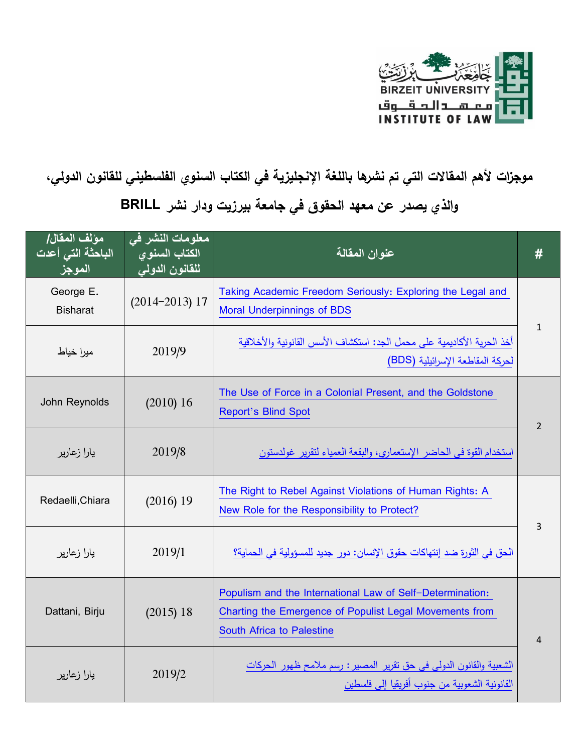جامعة بيرزيت
BIRZEIT UNIVERSITY
معهد الحقوق
INSTITUTE OF LAW

## موجزات لأهم المقالات التي تم نشرها باللغة الإنجليزية في الكتاب السنوي الفلسطيني للقانون الدولي، والذي يصدر عن معهد الحقوق في جامعة بيرزيت ودار نشر BRILL

| # | عنوان المقالة | معلومات النشر في الكتاب السنوي للقانون الدولي | مؤلف المقال/ الباحثة التي أعدت الموجز |
|---|---|---|---|
| 1 | Taking Academic Freedom Seriously: Exploring the Legal and Moral Underpinnings of BDS | 17 (2013-2014) | George E. Bisharat |
| | أخذ الحرية الأكاديمية على محمل الجد: استكشاف الأسس القانونية والأخلاقية لحركة المقاطعة الإسرائيلية (BDS) | 2019/9 | ميرا خياط |
| 2 | The Use of Force in a Colonial Present, and the Goldstone Report's Blind Spot | 16 (2010) | John Reynolds |
| | استخدام القوة في الحاضر الإستعماري، والبقعة العمياء لتقرير غولدستون | 2019/8 | يارا زعارير |
| 3 | The Right to Rebel Against Violations of Human Rights: A New Role for the Responsibility to Protect? | 19 (2016) | Redaelli,Chiara |
| | الحق في الثورة ضد إنتهاكات حقوق الإنسان: دور جديد للمسؤولية في الحماية؟ | 2019/1 | يارا زعارير |
| 4 | Populism and the International Law of Self-Determination: Charting the Emergence of Populist Legal Movements from South Africa to Palestine | 18 (2015) | Dattani, Birju |
| | الشعبية والقانون الدولي في حق تقرير المصير: رسم ملامح ظهور الحركات القانونية الشعوبية من جنوب أفريقيا إلى فلسطين | 2019/2 | يارا زعارير |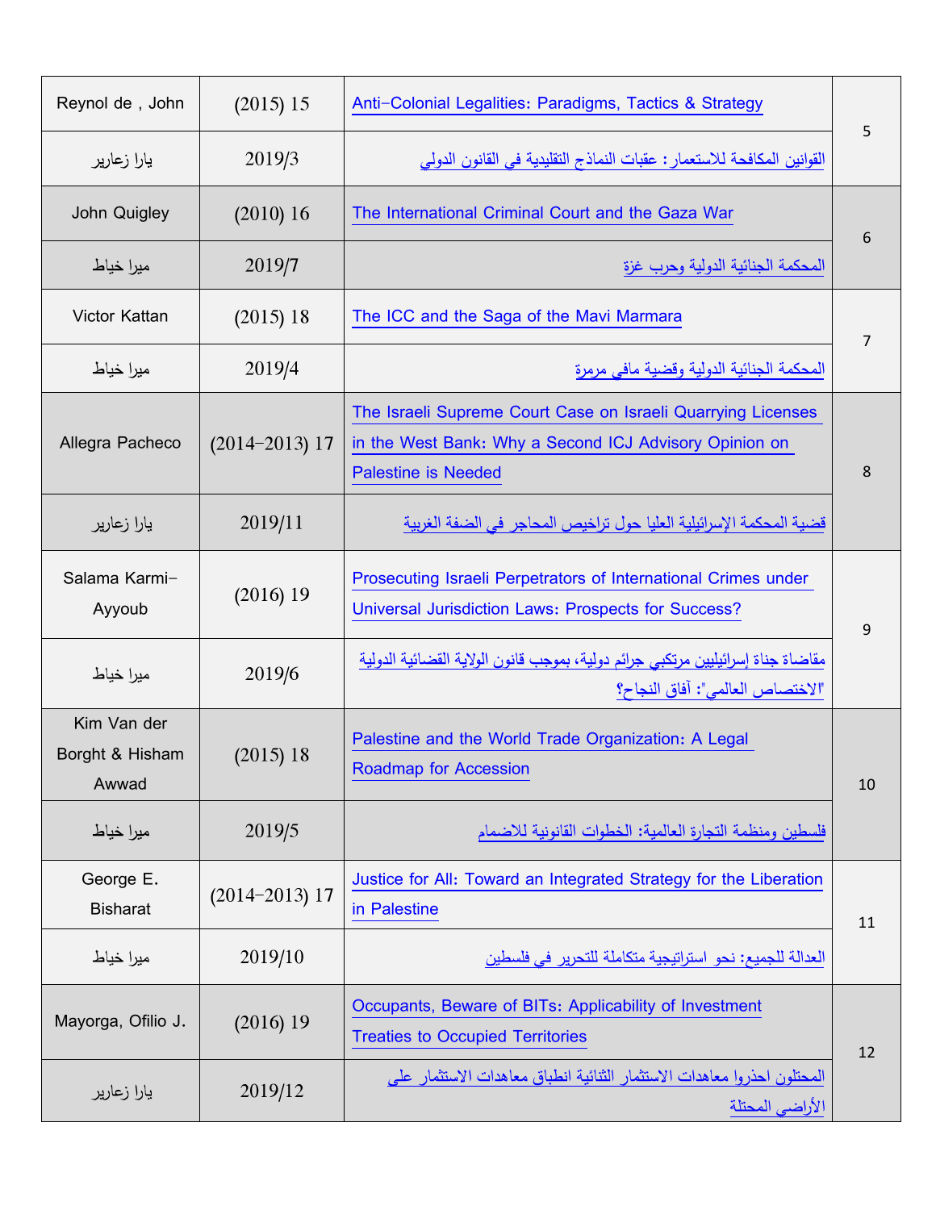| | | | |
|---|---|---|---|
| Reynol de , John | (2015) 15 | Anti-Colonial Legalities: Paradigms, Tactics & Strategy | 5 |
| يارا زعارير | 2019/3 | القوانين المكافحة للاستعمار: عقبات النماذج التقليدية في القانون الدولي | |
| John Quigley | (2010) 16 | The International Criminal Court and the Gaza War | 6 |
| ميرا خياط | 2019/7 | المحكمة الجنائية الدولية وحرب غزة | |
| Victor Kattan | (2015) 18 | The ICC and the Saga of the Mavi Marmara | 7 |
| ميرا خياط | 2019/4 | المحكمة الجنائية الدولية وقضية مافي مرمرة | |
| Allegra Pacheco | (2014-2013) 17 | The Israeli Supreme Court Case on Israeli Quarrying Licenses in the West Bank: Why a Second ICJ Advisory Opinion on Palestine is Needed | 8 |
| يارا زعارير | 2019/11 | قضية المحكمة الإسرائيلية العليا حول تراخيص المحاجر في الضفة الغربية | |
| Salama Karmi-Ayyoub | (2016) 19 | Prosecuting Israeli Perpetrators of International Crimes under Universal Jurisdiction Laws: Prospects for Success? | 9 |
| ميرا خياط | 2019/6 | مقاضاة جناة إسرائيليين مرتكبي جرائم دولية، بموجب قانون الولاية القضائية الدولية "الاختصاص العالمي": آفاق النجاح؟ | |
| Kim Van der Borght & Hisham Awwad | (2015) 18 | Palestine and the World Trade Organization: A Legal Roadmap for Accession | 10 |
| ميرا خياط | 2019/5 | فلسطين ومنظمة التجارة العالمية: الخطوات القانونية للانضمام | |
| George E. Bisharat | (2014-2013) 17 | Justice for All: Toward an Integrated Strategy for the Liberation in Palestine | 11 |
| ميرا خياط | 2019/10 | العدالة للجميع: نحو استراتيجية متكاملة للتحرير في فلسطين | |
| Mayorga, Ofilio J. | (2016) 19 | Occupants, Beware of BITs: Applicability of Investment Treaties to Occupied Territories | 12 |
| يارا زعارير | 2019/12 | المحتلون احذروا معاهدات الاستثمار الثنائية انطباق معاهدات الاستثمار على الأراضي المحتلة | |